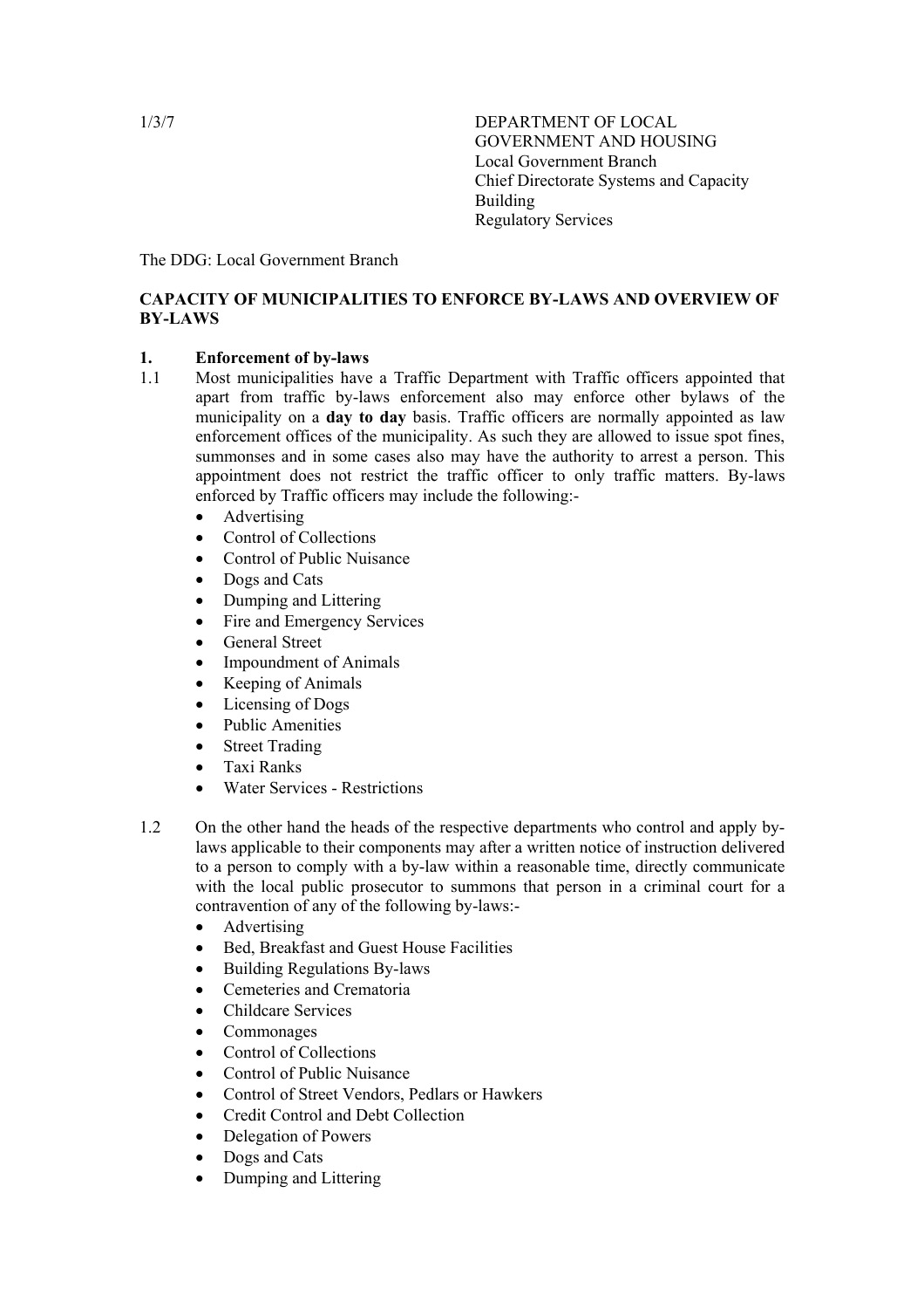1/3/7

DEPARTMENT OF LOCAL GOVERNMENT AND HOUSING
Local Government Branch
Chief Directorate Systems and Capacity Building
Regulatory Services

The DDG: Local Government Branch

**CAPACITY OF MUNICIPALITIES TO ENFORCE BY-LAWS AND OVERVIEW OF BY-LAWS**

**1. Enforcement of by-laws**

1.1 Most municipalities have a Traffic Department with Traffic officers appointed that apart from traffic by-laws enforcement also may enforce other bylaws of the municipality on a **day to day** basis. Traffic officers are normally appointed as law enforcement offices of the municipality. As such they are allowed to issue spot fines, summonses and in some cases also may have the authority to arrest a person. This appointment does not restrict the traffic officer to only traffic matters. By-laws enforced by Traffic officers may include the following:-

- Advertising
- Control of Collections
- Control of Public Nuisance
- Dogs and Cats
- Dumping and Littering
- Fire and Emergency Services
- General Street
- Impoundment of Animals
- Keeping of Animals
- Licensing of Dogs
- Public Amenities
- Street Trading
- Taxi Ranks
- Water Services - Restrictions

1.2 On the other hand the heads of the respective departments who control and apply by-laws applicable to their components may after a written notice of instruction delivered to a person to comply with a by-law within a reasonable time, directly communicate with the local public prosecutor to summons that person in a criminal court for a contravention of any of the following by-laws:-

- Advertising
- Bed, Breakfast and Guest House Facilities
- Building Regulations By-laws
- Cemeteries and Crematoria
- Childcare Services
- Commonages
- Control of Collections
- Control of Public Nuisance
- Control of Street Vendors, Pedlars or Hawkers
- Credit Control and Debt Collection
- Delegation of Powers
- Dogs and Cats
- Dumping and Littering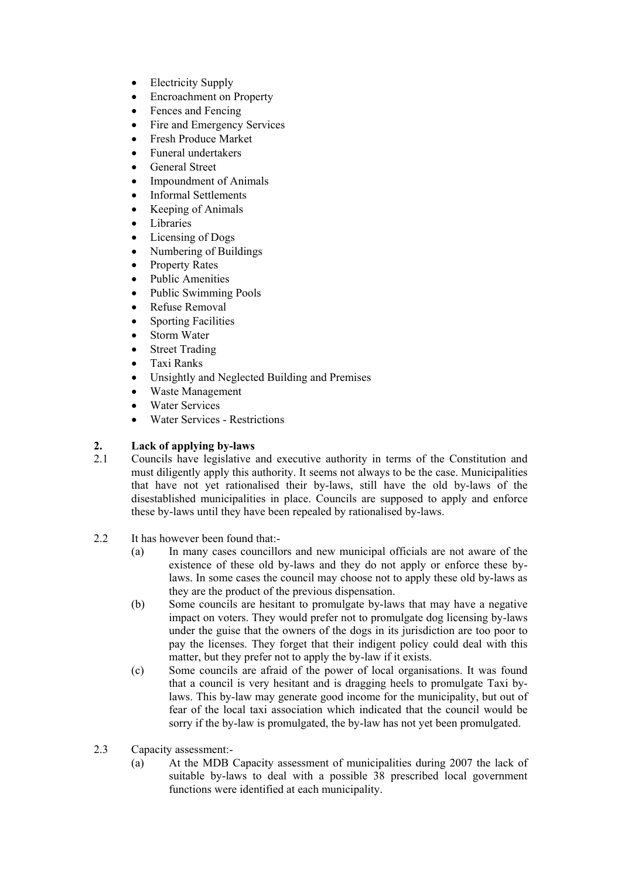- Electricity Supply
- Encroachment on Property
- Fences and Fencing
- Fire and Emergency Services
- Fresh Produce Market
- Funeral undertakers
- General Street
- Impoundment of Animals
- Informal Settlements
- Keeping of Animals
- Libraries
- Licensing of Dogs
- Numbering of Buildings
- Property Rates
- Public Amenities
- Public Swimming Pools
- Refuse Removal
- Sporting Facilities
- Storm Water
- Street Trading
- Taxi Ranks
- Unsightly and Neglected Building and Premises
- Waste Management
- Water Services
- Water Services - Restrictions

## 2. Lack of applying by-laws

2.1 Councils have legislative and executive authority in terms of the Constitution and must diligently apply this authority. It seems not always to be the case. Municipalities that have not yet rationalised their by-laws, still have the old by-laws of the disestablished municipalities in place. Councils are supposed to apply and enforce these by-laws until they have been repealed by rationalised by-laws.

2.2 It has however been found that:-

(a) In many cases councillors and new municipal officials are not aware of the existence of these old by-laws and they do not apply or enforce these by-laws. In some cases the council may choose not to apply these old by-laws as they are the product of the previous dispensation.

(b) Some councils are hesitant to promulgate by-laws that may have a negative impact on voters. They would prefer not to promulgate dog licensing by-laws under the guise that the owners of the dogs in its jurisdiction are too poor to pay the licenses. They forget that their indigent policy could deal with this matter, but they prefer not to apply the by-law if it exists.

(c) Some councils are afraid of the power of local organisations. It was found that a council is very hesitant and is dragging heels to promulgate Taxi by-laws. This by-law may generate good income for the municipality, but out of fear of the local taxi association which indicated that the council would be sorry if the by-law is promulgated, the by-law has not yet been promulgated.

2.3 Capacity assessment:-

(a) At the MDB Capacity assessment of municipalities during 2007 the lack of suitable by-laws to deal with a possible 38 prescribed local government functions were identified at each municipality.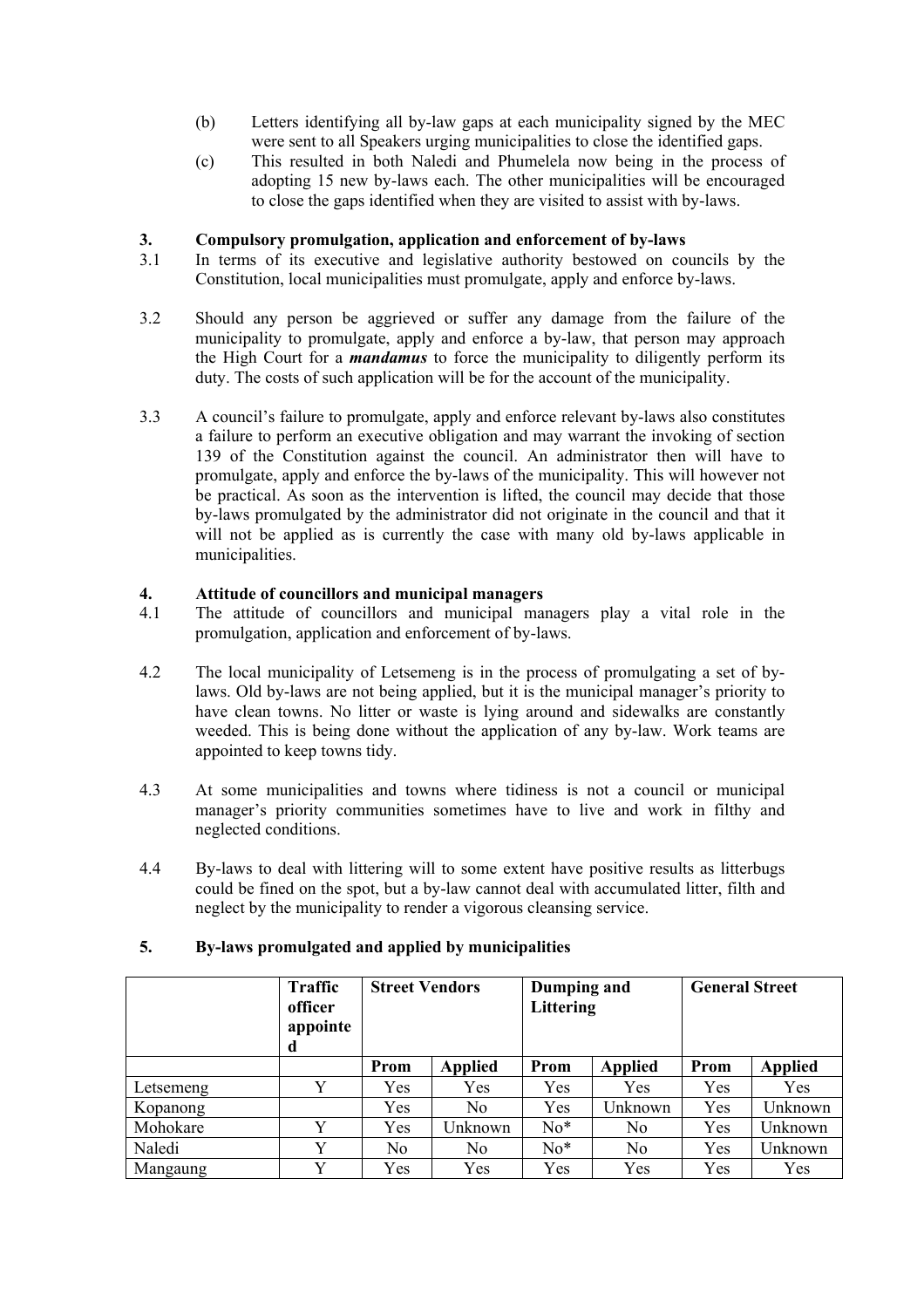(b) Letters identifying all by-law gaps at each municipality signed by the MEC were sent to all Speakers urging municipalities to close the identified gaps.

(c) This resulted in both Naledi and Phumelela now being in the process of adopting 15 new by-laws each. The other municipalities will be encouraged to close the gaps identified when they are visited to assist with by-laws.

### 3. Compulsory promulgation, application and enforcement of by-laws

3.1 In terms of its executive and legislative authority bestowed on councils by the Constitution, local municipalities must promulgate, apply and enforce by-laws.

3.2 Should any person be aggrieved or suffer any damage from the failure of the municipality to promulgate, apply and enforce a by-law, that person may approach the High Court for a ***mandamus*** to force the municipality to diligently perform its duty. The costs of such application will be for the account of the municipality.

3.3 A council's failure to promulgate, apply and enforce relevant by-laws also constitutes a failure to perform an executive obligation and may warrant the invoking of section 139 of the Constitution against the council. An administrator then will have to promulgate, apply and enforce the by-laws of the municipality. This will however not be practical. As soon as the intervention is lifted, the council may decide that those by-laws promulgated by the administrator did not originate in the council and that it will not be applied as is currently the case with many old by-laws applicable in municipalities.

### 4. Attitude of councillors and municipal managers

4.1 The attitude of councillors and municipal managers play a vital role in the promulgation, application and enforcement of by-laws.

4.2 The local municipality of Letsemeng is in the process of promulgating a set of by-laws. Old by-laws are not being applied, but it is the municipal manager's priority to have clean towns. No litter or waste is lying around and sidewalks are constantly weeded. This is being done without the application of any by-law. Work teams are appointed to keep towns tidy.

4.3 At some municipalities and towns where tidiness is not a council or municipal manager's priority communities sometimes have to live and work in filthy and neglected conditions.

4.4 By-laws to deal with littering will to some extent have positive results as litterbugs could be fined on the spot, but a by-law cannot deal with accumulated litter, filth and neglect by the municipality to render a vigorous cleansing service.

### 5. By-laws promulgated and applied by municipalities

| | Traffic officer appointed | Street Vendors | | Dumping and Littering | | General Street | |
|---|---|---|---|---|---|---|---|
| | | Prom | Applied | Prom | Applied | Prom | Applied |
| Letsemeng | Y | Yes | Yes | Yes | Yes | Yes | Yes |
| Kopanong | | Yes | No | Yes | Unknown | Yes | Unknown |
| Mohokare | Y | Yes | Unknown | No* | No | Yes | Unknown |
| Naledi | Y | No | No | No* | No | Yes | Unknown |
| Mangaung | Y | Yes | Yes | Yes | Yes | Yes | Yes |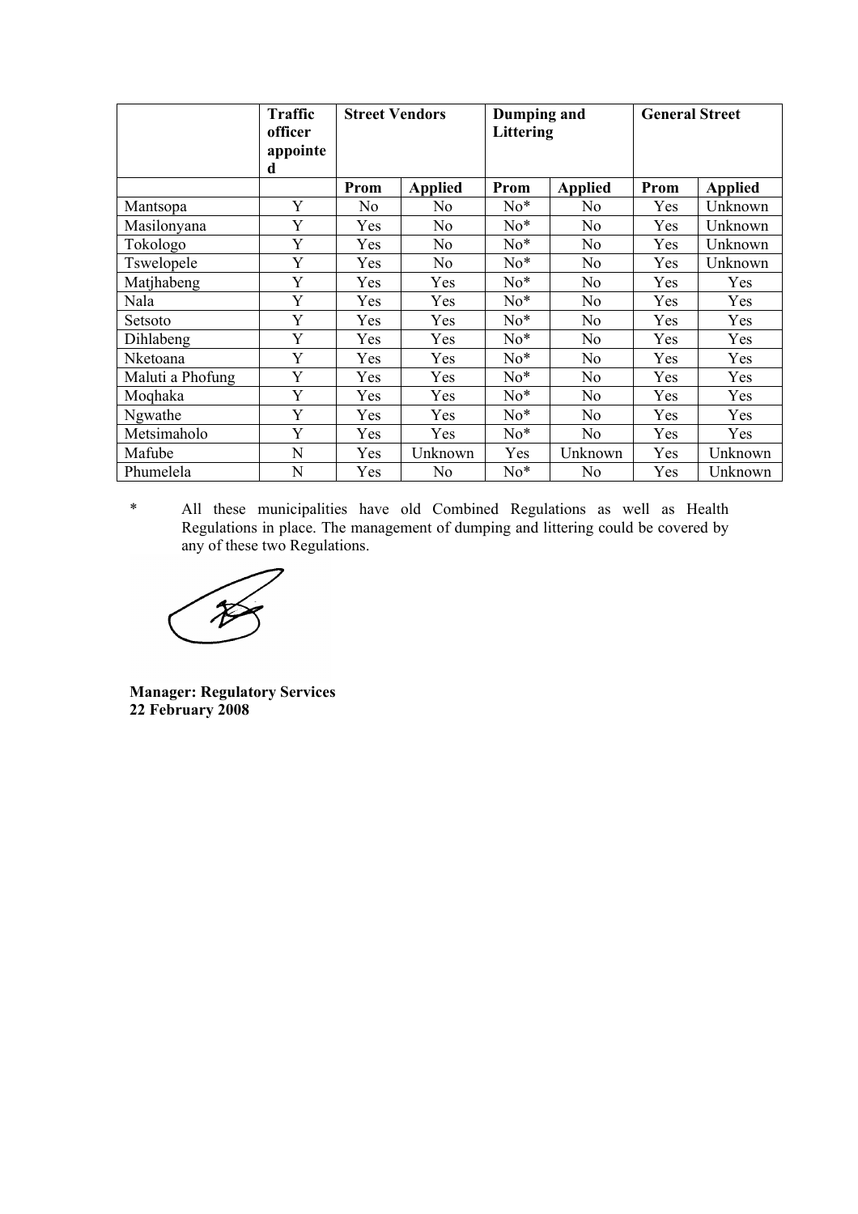| | Traffic officer appointed | Street Vendors | | Dumping and Littering | | General Street | |
|---|---|---|---|---|---|---|---|
| | | **Prom** | **Applied** | **Prom** | **Applied** | **Prom** | **Applied** |
| Mantsopa | Y | No | No | No* | No | Yes | Unknown |
| Masilonyana | Y | Yes | No | No* | No | Yes | Unknown |
| Tokologo | Y | Yes | No | No* | No | Yes | Unknown |
| Tswelopele | Y | Yes | No | No* | No | Yes | Unknown |
| Matjhabeng | Y | Yes | Yes | No* | No | Yes | Yes |
| Nala | Y | Yes | Yes | No* | No | Yes | Yes |
| Setsoto | Y | Yes | Yes | No* | No | Yes | Yes |
| Dihlabeng | Y | Yes | Yes | No* | No | Yes | Yes |
| Nketoana | Y | Yes | Yes | No* | No | Yes | Yes |
| Maluti a Phofung | Y | Yes | Yes | No* | No | Yes | Yes |
| Moqhaka | Y | Yes | Yes | No* | No | Yes | Yes |
| Ngwathe | Y | Yes | Yes | No* | No | Yes | Yes |
| Metsimaholo | Y | Yes | Yes | No* | No | Yes | Yes |
| Mafube | N | Yes | Unknown | Yes | Unknown | Yes | Unknown |
| Phumelela | N | Yes | No | No* | No | Yes | Unknown |

\* All these municipalities have old Combined Regulations as well as Health Regulations in place. The management of dumping and littering could be covered by any of these two Regulations.

**Manager: Regulatory Services**
**22 February 2008**